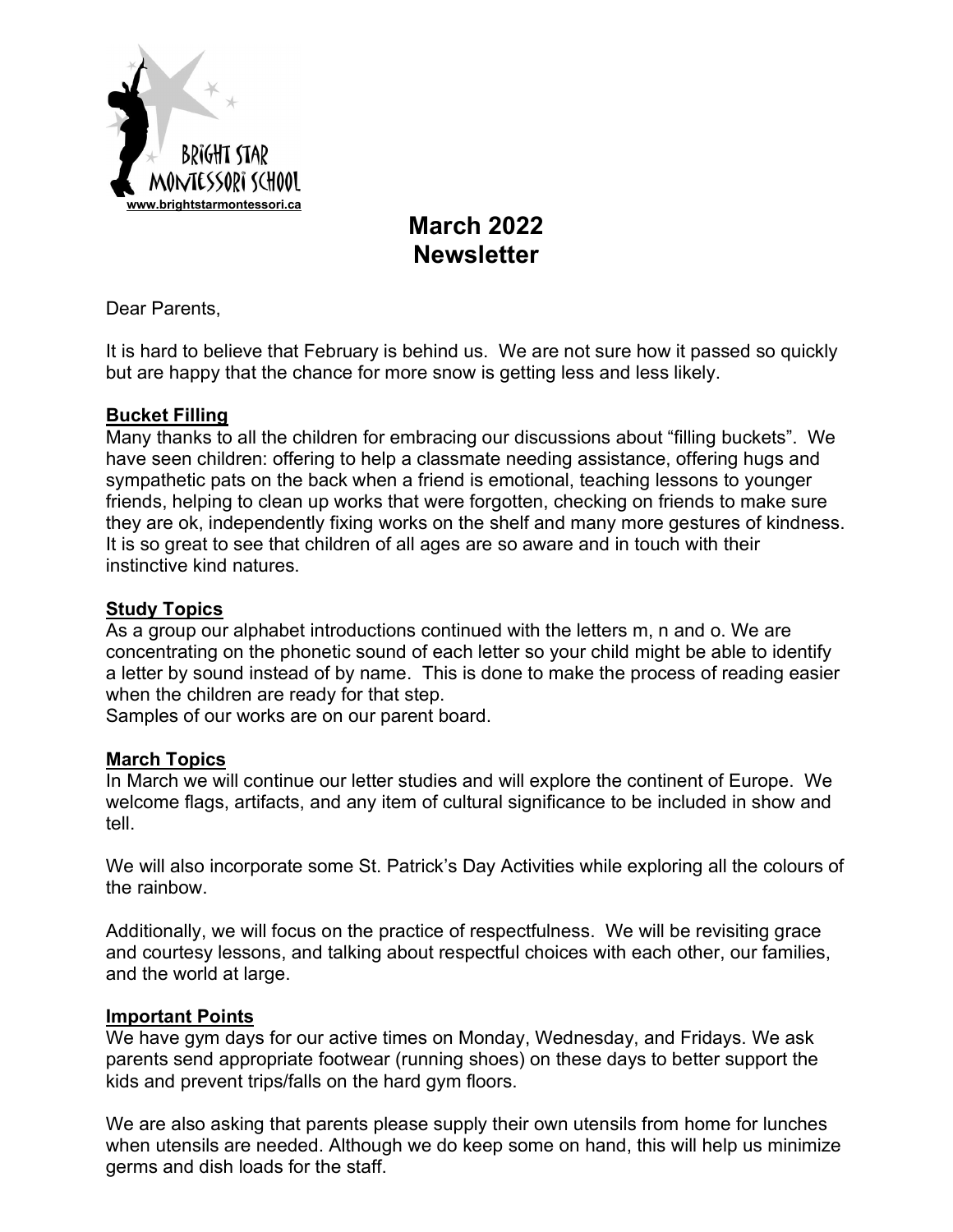BRIGHT STAR MONTESSORI SCHOOL
www.brightstarmontessori.ca

# March 2022 Newsletter

Dear Parents,

It is hard to believe that February is behind us. We are not sure how it passed so quickly but are happy that the chance for more snow is getting less and less likely.

## Bucket Filling

Many thanks to all the children for embracing our discussions about "filling buckets". We have seen children: offering to help a classmate needing assistance, offering hugs and sympathetic pats on the back when a friend is emotional, teaching lessons to younger friends, helping to clean up works that were forgotten, checking on friends to make sure they are ok, independently fixing works on the shelf and many more gestures of kindness. It is so great to see that children of all ages are so aware and in touch with their instinctive kind natures.

## Study Topics

As a group our alphabet introductions continued with the letters m, n and o. We are concentrating on the phonetic sound of each letter so your child might be able to identify a letter by sound instead of by name. This is done to make the process of reading easier when the children are ready for that step.
Samples of our works are on our parent board.

## March Topics

In March we will continue our letter studies and will explore the continent of Europe. We welcome flags, artifacts, and any item of cultural significance to be included in show and tell.

We will also incorporate some St. Patrick's Day Activities while exploring all the colours of the rainbow.

Additionally, we will focus on the practice of respectfulness. We will be revisiting grace and courtesy lessons, and talking about respectful choices with each other, our families, and the world at large.

## Important Points

We have gym days for our active times on Monday, Wednesday, and Fridays. We ask parents send appropriate footwear (running shoes) on these days to better support the kids and prevent trips/falls on the hard gym floors.

We are also asking that parents please supply their own utensils from home for lunches when utensils are needed. Although we do keep some on hand, this will help us minimize germs and dish loads for the staff.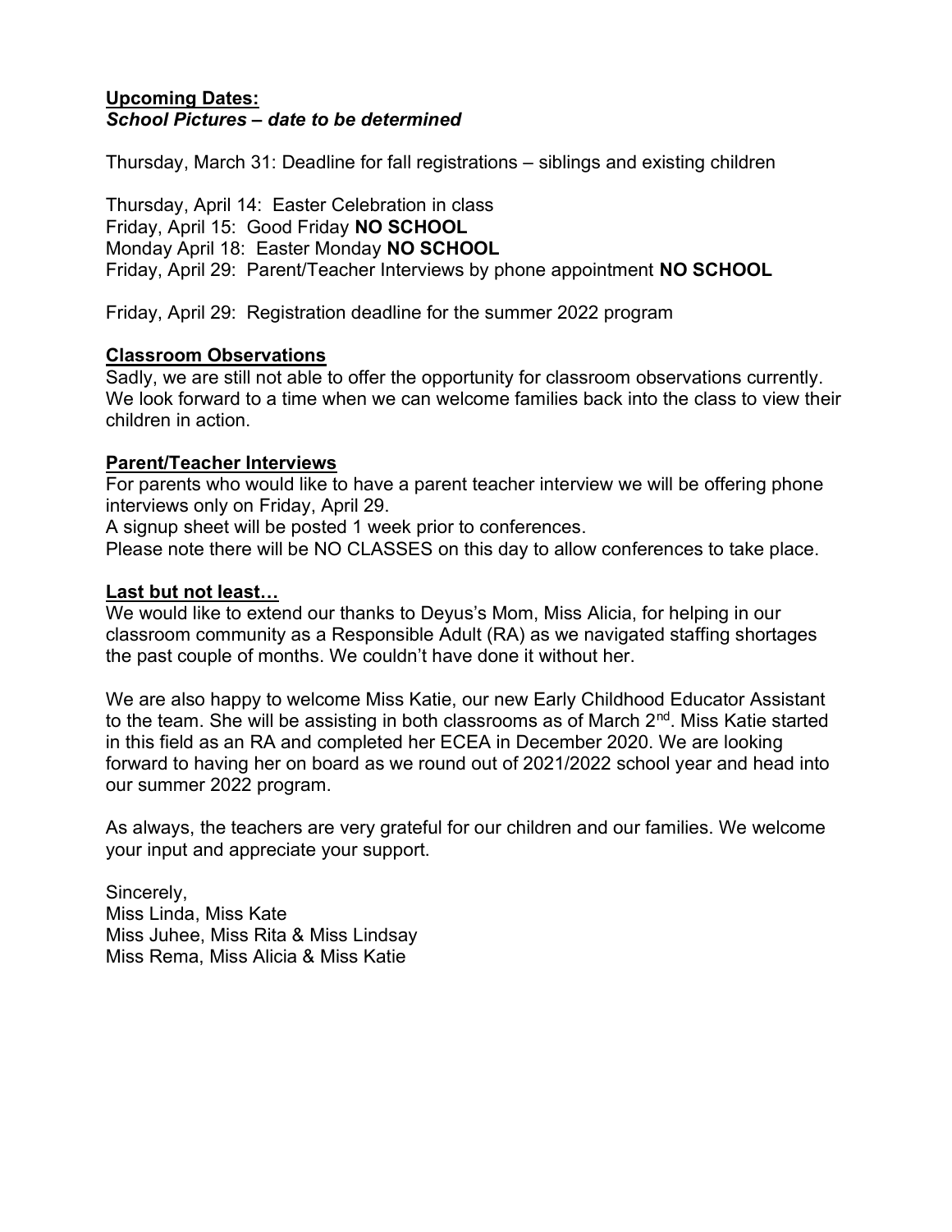**Upcoming Dates:**
***School Pictures – date to be determined***

Thursday, March 31: Deadline for fall registrations – siblings and existing children

Thursday, April 14: Easter Celebration in class
Friday, April 15: Good Friday **NO SCHOOL**
Monday April 18: Easter Monday **NO SCHOOL**
Friday, April 29: Parent/Teacher Interviews by phone appointment **NO SCHOOL**

Friday, April 29: Registration deadline for the summer 2022 program

**Classroom Observations**
Sadly, we are still not able to offer the opportunity for classroom observations currently. We look forward to a time when we can welcome families back into the class to view their children in action.

**Parent/Teacher Interviews**
For parents who would like to have a parent teacher interview we will be offering phone interviews only on Friday, April 29.
A signup sheet will be posted 1 week prior to conferences.
Please note there will be NO CLASSES on this day to allow conferences to take place.

**Last but not least…**
We would like to extend our thanks to Deyus's Mom, Miss Alicia, for helping in our classroom community as a Responsible Adult (RA) as we navigated staffing shortages the past couple of months. We couldn't have done it without her.

We are also happy to welcome Miss Katie, our new Early Childhood Educator Assistant to the team. She will be assisting in both classrooms as of March 2nd. Miss Katie started in this field as an RA and completed her ECEA in December 2020. We are looking forward to having her on board as we round out of 2021/2022 school year and head into our summer 2022 program.

As always, the teachers are very grateful for our children and our families. We welcome your input and appreciate your support.

Sincerely,
Miss Linda, Miss Kate
Miss Juhee, Miss Rita & Miss Lindsay
Miss Rema, Miss Alicia & Miss Katie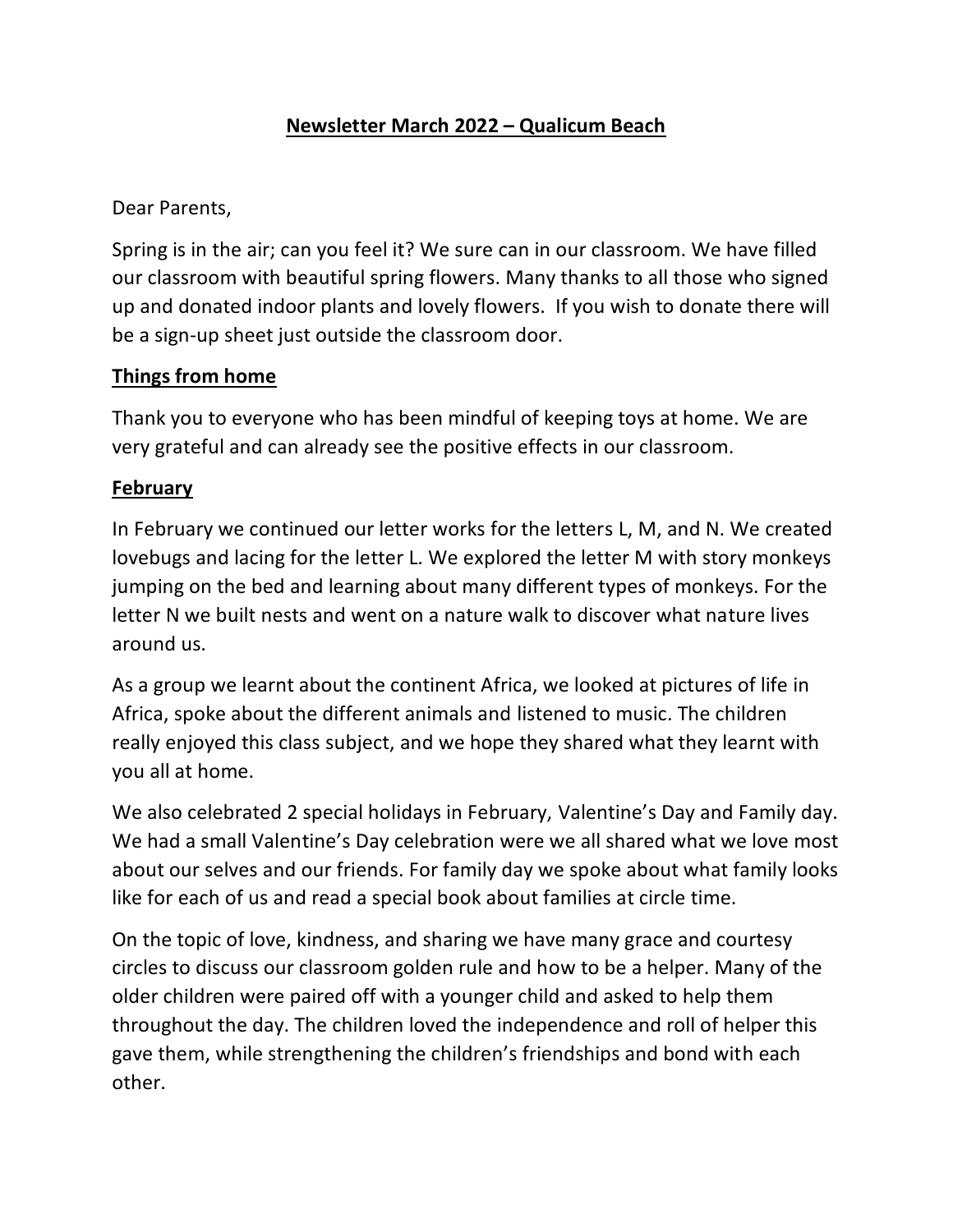# **Newsletter March 2022 – Qualicum Beach**

Dear Parents,

Spring is in the air; can you feel it? We sure can in our classroom. We have filled our classroom with beautiful spring flowers. Many thanks to all those who signed up and donated indoor plants and lovely flowers. If you wish to donate there will be a sign-up sheet just outside the classroom door.

## **Things from home**

Thank you to everyone who has been mindful of keeping toys at home. We are very grateful and can already see the positive effects in our classroom.

## **February**

In February we continued our letter works for the letters L, M, and N. We created lovebugs and lacing for the letter L. We explored the letter M with story monkeys jumping on the bed and learning about many different types of monkeys. For the letter N we built nests and went on a nature walk to discover what nature lives around us.

As a group we learnt about the continent Africa, we looked at pictures of life in Africa, spoke about the different animals and listened to music. The children really enjoyed this class subject, and we hope they shared what they learnt with you all at home.

We also celebrated 2 special holidays in February, Valentine's Day and Family day. We had a small Valentine's Day celebration were we all shared what we love most about our selves and our friends. For family day we spoke about what family looks like for each of us and read a special book about families at circle time.

On the topic of love, kindness, and sharing we have many grace and courtesy circles to discuss our classroom golden rule and how to be a helper. Many of the older children were paired off with a younger child and asked to help them throughout the day. The children loved the independence and roll of helper this gave them, while strengthening the children's friendships and bond with each other.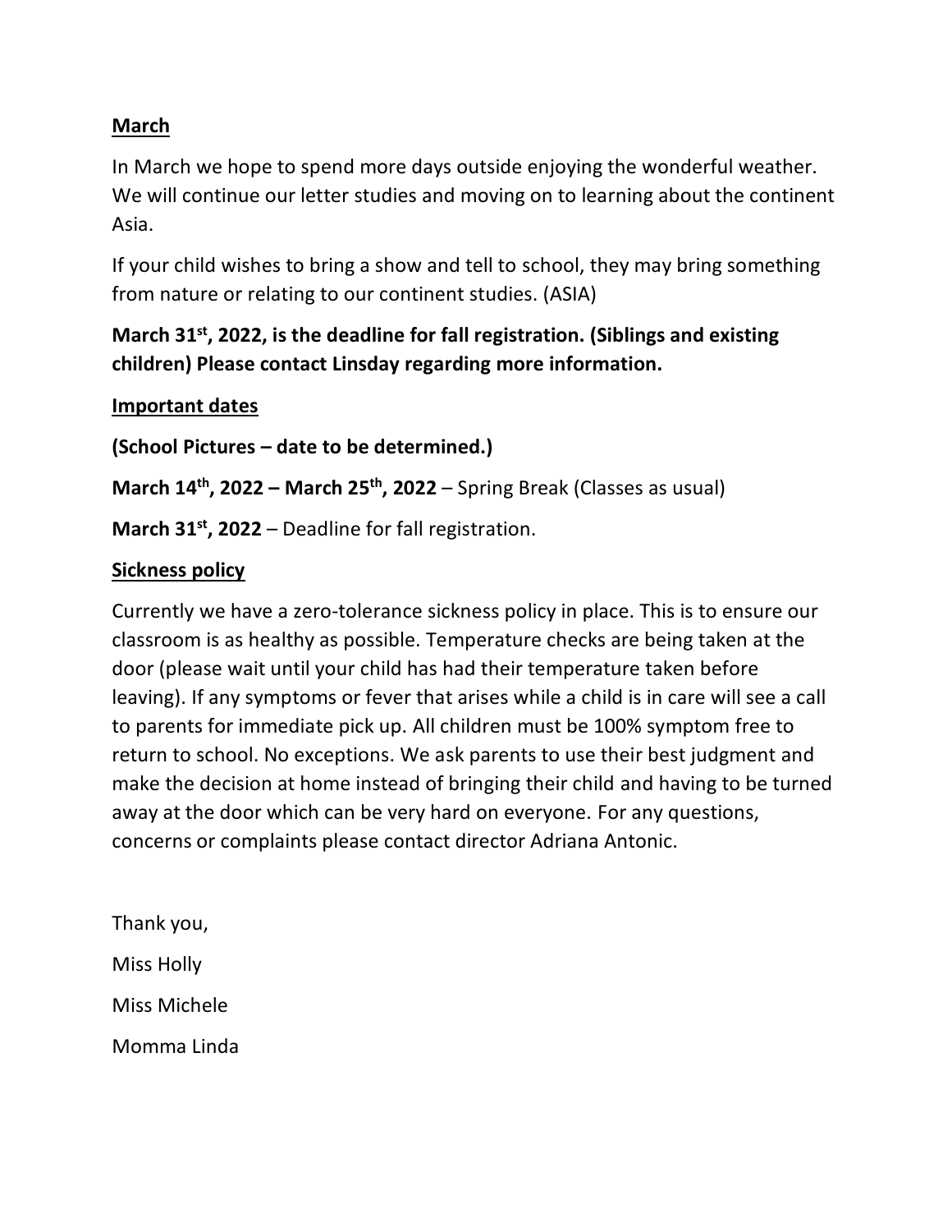**<u>March</u>**

In March we hope to spend more days outside enjoying the wonderful weather. We will continue our letter studies and moving on to learning about the continent Asia.

If your child wishes to bring a show and tell to school, they may bring something from nature or relating to our continent studies. (ASIA)

**March 31st, 2022, is the deadline for fall registration. (Siblings and existing children) Please contact Linsday regarding more information.**

**<u>Important dates</u>**

**(School Pictures – date to be determined.)**

**March 14th, 2022 – March 25th, 2022** – Spring Break (Classes as usual)

**March 31st, 2022** – Deadline for fall registration.

**<u>Sickness policy</u>**

Currently we have a zero-tolerance sickness policy in place. This is to ensure our classroom is as healthy as possible. Temperature checks are being taken at the door (please wait until your child has had their temperature taken before leaving). If any symptoms or fever that arises while a child is in care will see a call to parents for immediate pick up. All children must be 100% symptom free to return to school. No exceptions. We ask parents to use their best judgment and make the decision at home instead of bringing their child and having to be turned away at the door which can be very hard on everyone. For any questions, concerns or complaints please contact director Adriana Antonic.

Thank you,

Miss Holly

Miss Michele

Momma Linda